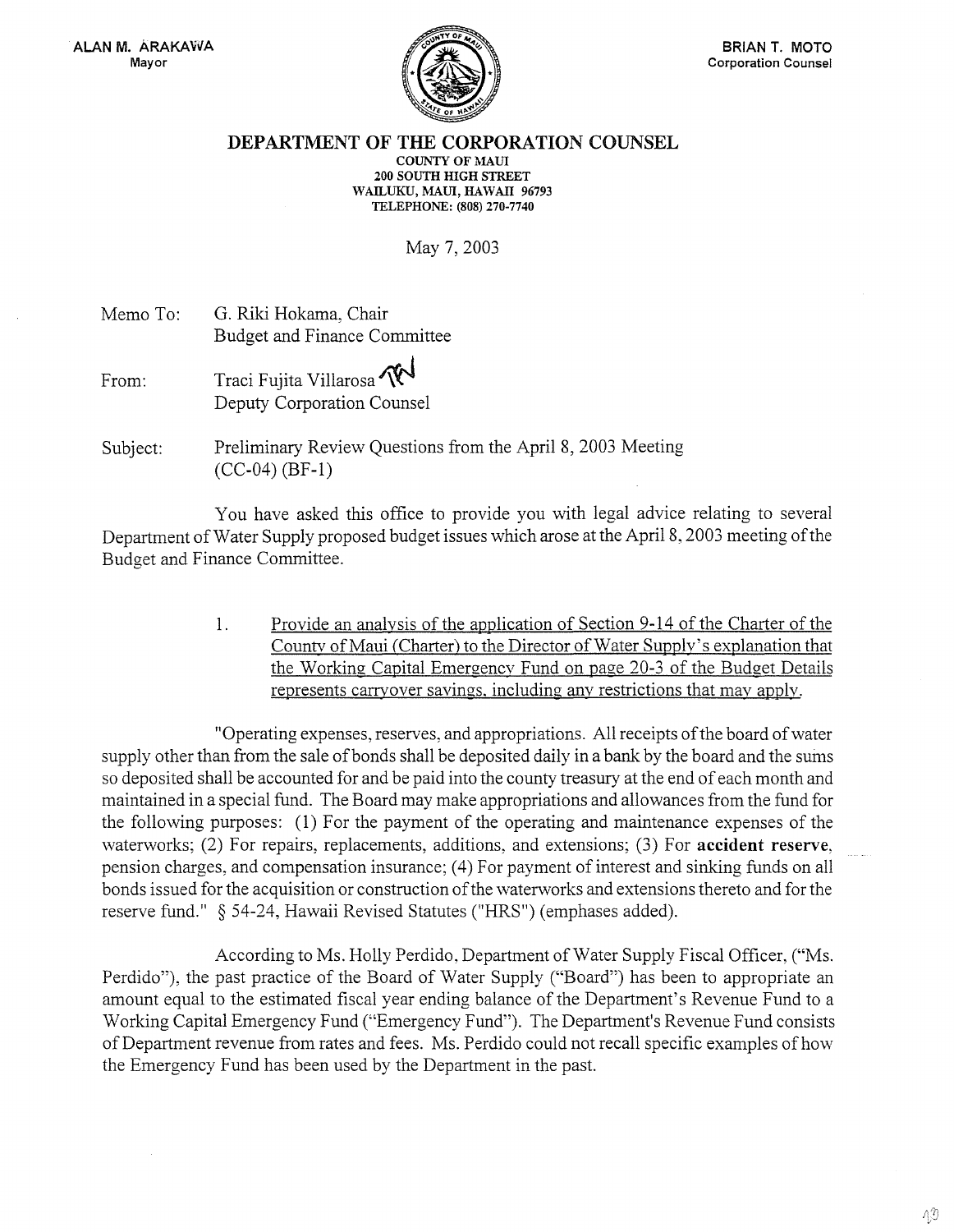ALAN M. ARAKAWA
Mayor

BRIAN T. MOTO
Corporation Counsel

**DEPARTMENT OF THE CORPORATION COUNSEL**
COUNTY OF MAUI
200 SOUTH HIGH STREET
WAILUKU, MAUI, HAWAII 96793
TELEPHONE: (808) 270-7740

May 7, 2003

Memo To: G. Riki Hokama, Chair
Budget and Finance Committee

From: Traci Fujita Villarosa
Deputy Corporation Counsel

Subject: Preliminary Review Questions from the April 8, 2003 Meeting (CC-04) (BF-1)

You have asked this office to provide you with legal advice relating to several Department of Water Supply proposed budget issues which arose at the April 8, 2003 meeting of the Budget and Finance Committee.

1. Provide an analysis of the application of Section 9-14 of the Charter of the County of Maui (Charter) to the Director of Water Supply's explanation that the Working Capital Emergency Fund on page 20-3 of the Budget Details represents carryover savings, including any restrictions that may apply.

"Operating expenses, reserves, and appropriations. All receipts of the board of water supply other than from the sale of bonds shall be deposited daily in a bank by the board and the sums so deposited shall be accounted for and be paid into the county treasury at the end of each month and maintained in a special fund. The Board may make appropriations and allowances from the fund for the following purposes: (1) For the payment of the operating and maintenance expenses of the waterworks; (2) For repairs, replacements, additions, and extensions; (3) For **accident reserve**, pension charges, and compensation insurance; (4) For payment of interest and sinking funds on all bonds issued for the acquisition or construction of the waterworks and extensions thereto and for the reserve fund." § 54-24, Hawaii Revised Statutes ("HRS") (emphases added).

According to Ms. Holly Perdido, Department of Water Supply Fiscal Officer, ("Ms. Perdido"), the past practice of the Board of Water Supply ("Board") has been to appropriate an amount equal to the estimated fiscal year ending balance of the Department's Revenue Fund to a Working Capital Emergency Fund ("Emergency Fund"). The Department's Revenue Fund consists of Department revenue from rates and fees. Ms. Perdido could not recall specific examples of how the Emergency Fund has been used by the Department in the past.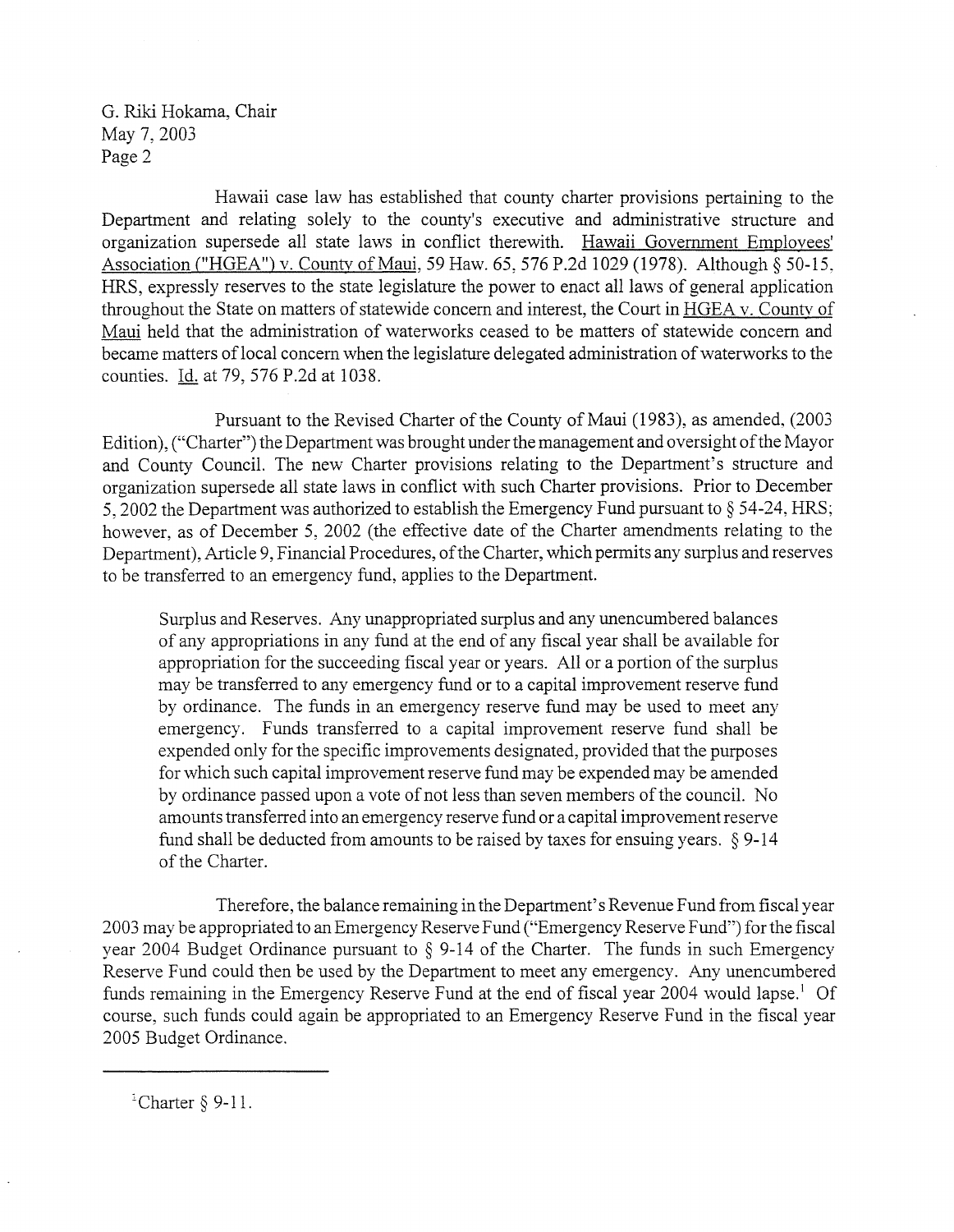Hawaii case law has established that county charter provisions pertaining to the Department and relating solely to the county's executive and administrative structure and organization supersede all state laws in conflict therewith. Hawaii Government Employees' Association ("HGEA") v. County of Maui, 59 Haw. 65, 576 P.2d 1029 (1978). Although § 50-15, HRS, expressly reserves to the state legislature the power to enact all laws of general application throughout the State on matters of statewide concern and interest, the Court in HGEA v. County of Maui held that the administration of waterworks ceased to be matters of statewide concern and became matters of local concern when the legislature delegated administration of waterworks to the counties. Id. at 79, 576 P.2d at 1038.

Pursuant to the Revised Charter of the County of Maui (1983), as amended, (2003 Edition), ("Charter") the Department was brought under the management and oversight of the Mayor and County Council. The new Charter provisions relating to the Department's structure and organization supersede all state laws in conflict with such Charter provisions. Prior to December 5, 2002 the Department was authorized to establish the Emergency Fund pursuant to § 54-24, HRS; however, as of December 5, 2002 (the effective date of the Charter amendments relating to the Department), Article 9, Financial Procedures, of the Charter, which permits any surplus and reserves to be transferred to an emergency fund, applies to the Department.

> Surplus and Reserves. Any unappropriated surplus and any unencumbered balances of any appropriations in any fund at the end of any fiscal year shall be available for appropriation for the succeeding fiscal year or years. All or a portion of the surplus may be transferred to any emergency fund or to a capital improvement reserve fund by ordinance. The funds in an emergency reserve fund may be used to meet any emergency. Funds transferred to a capital improvement reserve fund shall be expended only for the specific improvements designated, provided that the purposes for which such capital improvement reserve fund may be expended may be amended by ordinance passed upon a vote of not less than seven members of the council. No amounts transferred into an emergency reserve fund or a capital improvement reserve fund shall be deducted from amounts to be raised by taxes for ensuing years. § 9-14 of the Charter.

Therefore, the balance remaining in the Department's Revenue Fund from fiscal year 2003 may be appropriated to an Emergency Reserve Fund ("Emergency Reserve Fund") for the fiscal year 2004 Budget Ordinance pursuant to § 9-14 of the Charter. The funds in such Emergency Reserve Fund could then be used by the Department to meet any emergency. Any unencumbered funds remaining in the Emergency Reserve Fund at the end of fiscal year 2004 would lapse.[1] Of course, such funds could again be appropriated to an Emergency Reserve Fund in the fiscal year 2005 Budget Ordinance.

---

[1] Charter § 9-11.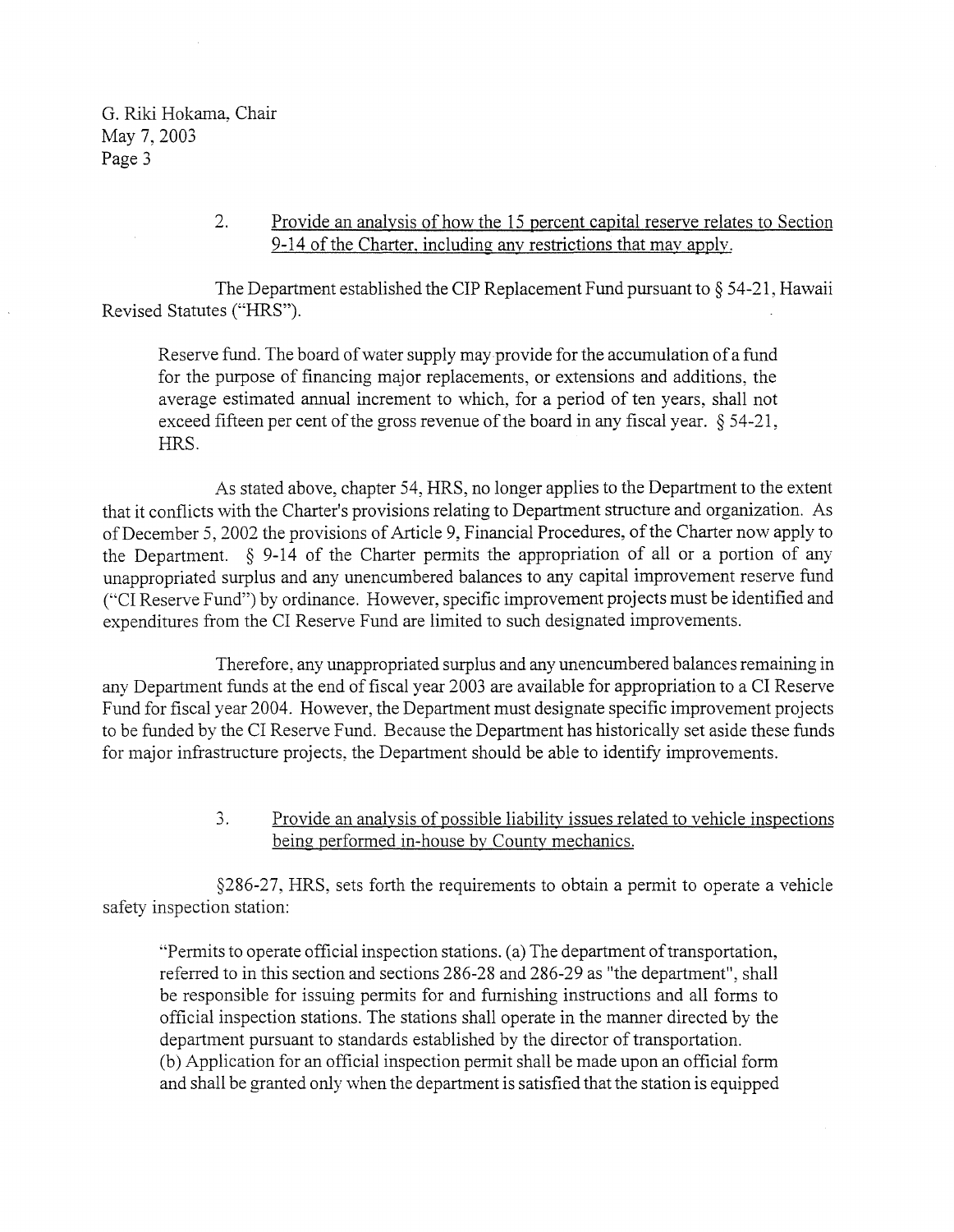2. <u>Provide an analysis of how the 15 percent capital reserve relates to Section 9-14 of the Charter, including any restrictions that may apply.</u>

The Department established the CIP Replacement Fund pursuant to § 54-21, Hawaii Revised Statutes ("HRS").

> Reserve fund. The board of water supply may provide for the accumulation of a fund for the purpose of financing major replacements, or extensions and additions, the average estimated annual increment to which, for a period of ten years, shall not exceed fifteen per cent of the gross revenue of the board in any fiscal year. § 54-21, HRS.

As stated above, chapter 54, HRS, no longer applies to the Department to the extent that it conflicts with the Charter's provisions relating to Department structure and organization. As of December 5, 2002 the provisions of Article 9, Financial Procedures, of the Charter now apply to the Department. § 9-14 of the Charter permits the appropriation of all or a portion of any unappropriated surplus and any unencumbered balances to any capital improvement reserve fund ("CI Reserve Fund") by ordinance. However, specific improvement projects must be identified and expenditures from the CI Reserve Fund are limited to such designated improvements.

Therefore, any unappropriated surplus and any unencumbered balances remaining in any Department funds at the end of fiscal year 2003 are available for appropriation to a CI Reserve Fund for fiscal year 2004. However, the Department must designate specific improvement projects to be funded by the CI Reserve Fund. Because the Department has historically set aside these funds for major infrastructure projects, the Department should be able to identify improvements.

3. <u>Provide an analysis of possible liability issues related to vehicle inspections being performed in-house by County mechanics.</u>

§286-27, HRS, sets forth the requirements to obtain a permit to operate a vehicle safety inspection station:

> "Permits to operate official inspection stations. (a) The department of transportation, referred to in this section and sections 286-28 and 286-29 as "the department", shall be responsible for issuing permits for and furnishing instructions and all forms to official inspection stations. The stations shall operate in the manner directed by the department pursuant to standards established by the director of transportation.
> (b) Application for an official inspection permit shall be made upon an official form and shall be granted only when the department is satisfied that the station is equipped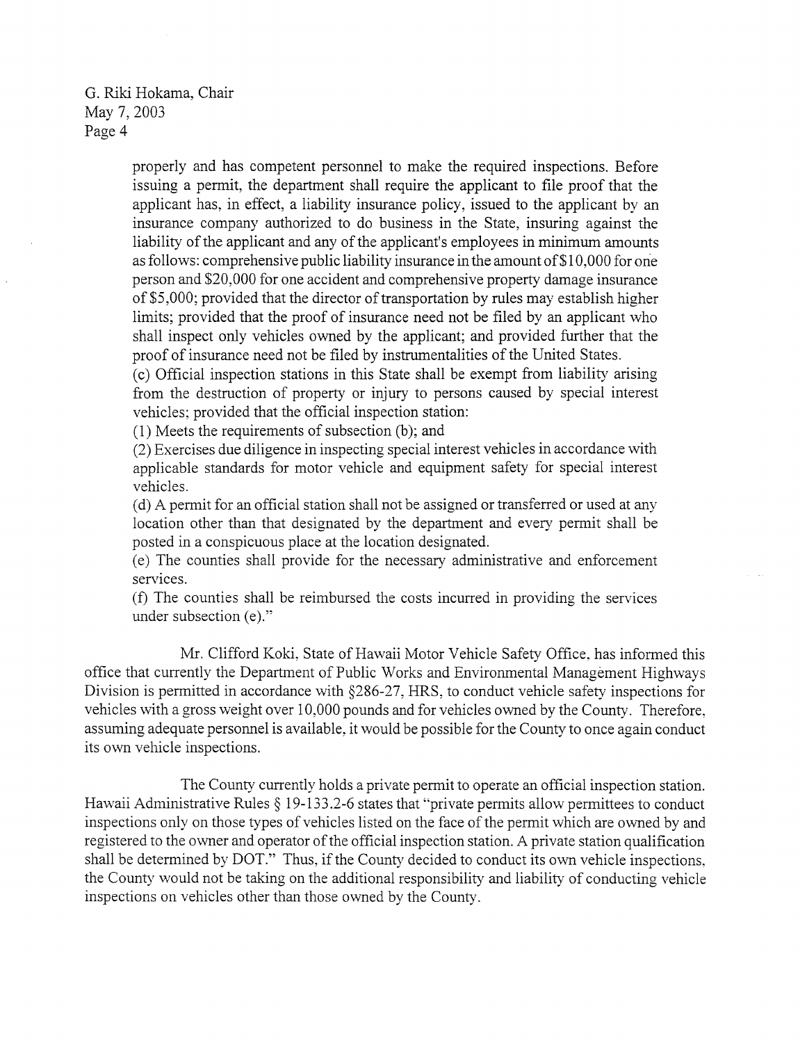properly and has competent personnel to make the required inspections. Before issuing a permit, the department shall require the applicant to file proof that the applicant has, in effect, a liability insurance policy, issued to the applicant by an insurance company authorized to do business in the State, insuring against the liability of the applicant and any of the applicant's employees in minimum amounts as follows: comprehensive public liability insurance in the amount of $10,000 for one person and $20,000 for one accident and comprehensive property damage insurance of $5,000; provided that the director of transportation by rules may establish higher limits; provided that the proof of insurance need not be filed by an applicant who shall inspect only vehicles owned by the applicant; and provided further that the proof of insurance need not be filed by instrumentalities of the United States.

(c) Official inspection stations in this State shall be exempt from liability arising from the destruction of property or injury to persons caused by special interest vehicles; provided that the official inspection station:

(1) Meets the requirements of subsection (b); and

(2) Exercises due diligence in inspecting special interest vehicles in accordance with applicable standards for motor vehicle and equipment safety for special interest vehicles.

(d) A permit for an official station shall not be assigned or transferred or used at any location other than that designated by the department and every permit shall be posted in a conspicuous place at the location designated.

(e) The counties shall provide for the necessary administrative and enforcement services.

(f) The counties shall be reimbursed the costs incurred in providing the services under subsection (e)."

Mr. Clifford Koki, State of Hawaii Motor Vehicle Safety Office, has informed this office that currently the Department of Public Works and Environmental Management Highways Division is permitted in accordance with §286-27, HRS, to conduct vehicle safety inspections for vehicles with a gross weight over 10,000 pounds and for vehicles owned by the County. Therefore, assuming adequate personnel is available, it would be possible for the County to once again conduct its own vehicle inspections.

The County currently holds a private permit to operate an official inspection station. Hawaii Administrative Rules § 19-133.2-6 states that "private permits allow permittees to conduct inspections only on those types of vehicles listed on the face of the permit which are owned by and registered to the owner and operator of the official inspection station. A private station qualification shall be determined by DOT." Thus, if the County decided to conduct its own vehicle inspections, the County would not be taking on the additional responsibility and liability of conducting vehicle inspections on vehicles other than those owned by the County.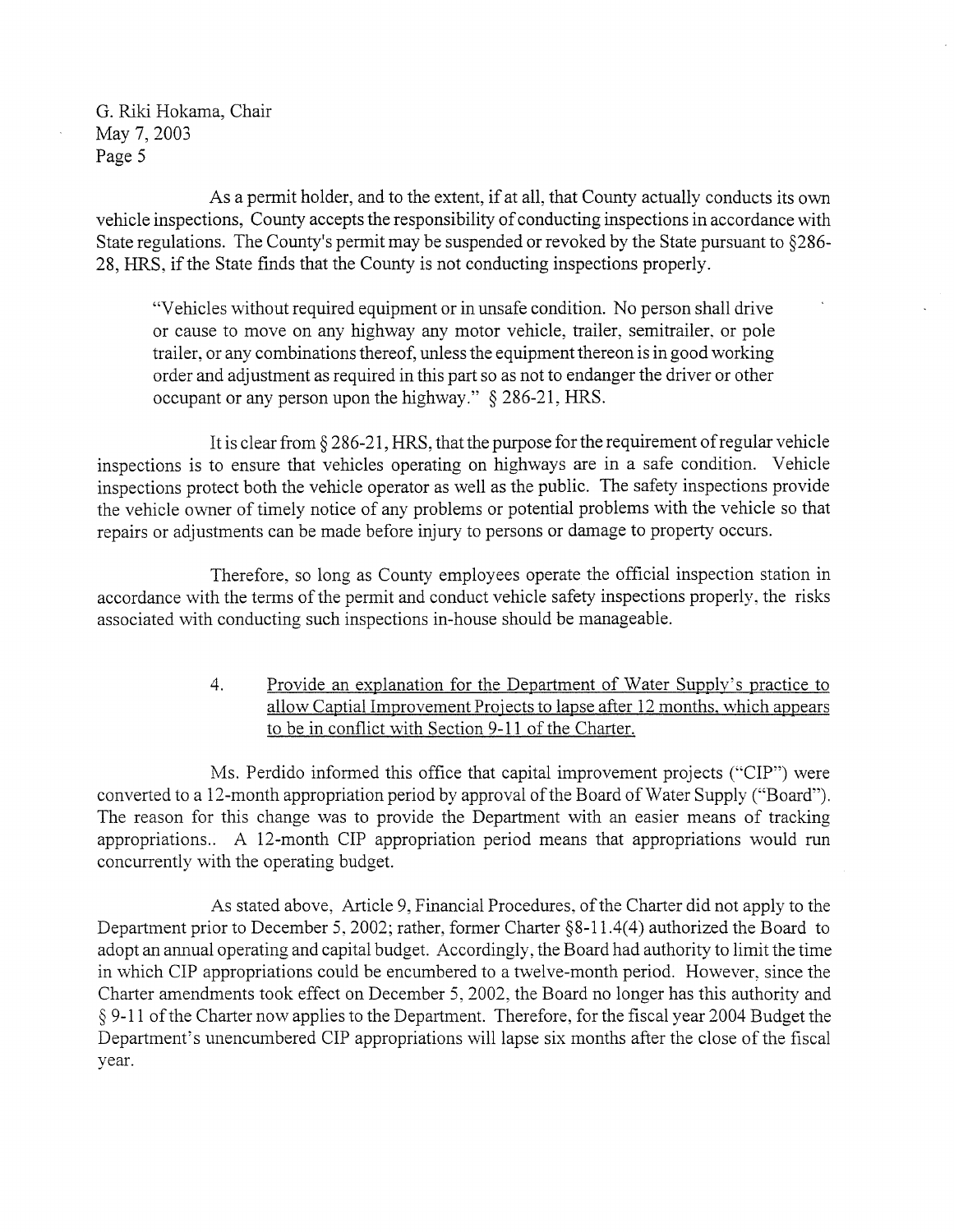G. Riki Hokama, Chair
May 7, 2003
Page 5

As a permit holder, and to the extent, if at all, that County actually conducts its own vehicle inspections, County accepts the responsibility of conducting inspections in accordance with State regulations. The County's permit may be suspended or revoked by the State pursuant to §286-28, HRS, if the State finds that the County is not conducting inspections properly.

> "Vehicles without required equipment or in unsafe condition. No person shall drive or cause to move on any highway any motor vehicle, trailer, semitrailer, or pole trailer, or any combinations thereof, unless the equipment thereon is in good working order and adjustment as required in this part so as not to endanger the driver or other occupant or any person upon the highway." § 286-21, HRS.

It is clear from § 286-21, HRS, that the purpose for the requirement of regular vehicle inspections is to ensure that vehicles operating on highways are in a safe condition. Vehicle inspections protect both the vehicle operator as well as the public. The safety inspections provide the vehicle owner of timely notice of any problems or potential problems with the vehicle so that repairs or adjustments can be made before injury to persons or damage to property occurs.

Therefore, so long as County employees operate the official inspection station in accordance with the terms of the permit and conduct vehicle safety inspections properly, the risks associated with conducting such inspections in-house should be manageable.

4. <u>Provide an explanation for the Department of Water Supply's practice to allow Captial Improvement Projects to lapse after 12 months, which appears to be in conflict with Section 9-11 of the Charter.</u>

Ms. Perdido informed this office that capital improvement projects ("CIP") were converted to a 12-month appropriation period by approval of the Board of Water Supply ("Board"). The reason for this change was to provide the Department with an easier means of tracking appropriations.. A 12-month CIP appropriation period means that appropriations would run concurrently with the operating budget.

As stated above, Article 9, Financial Procedures, of the Charter did not apply to the Department prior to December 5, 2002; rather, former Charter §8-11.4(4) authorized the Board to adopt an annual operating and capital budget. Accordingly, the Board had authority to limit the time in which CIP appropriations could be encumbered to a twelve-month period. However, since the Charter amendments took effect on December 5, 2002, the Board no longer has this authority and § 9-11 of the Charter now applies to the Department. Therefore, for the fiscal year 2004 Budget the Department's unencumbered CIP appropriations will lapse six months after the close of the fiscal year.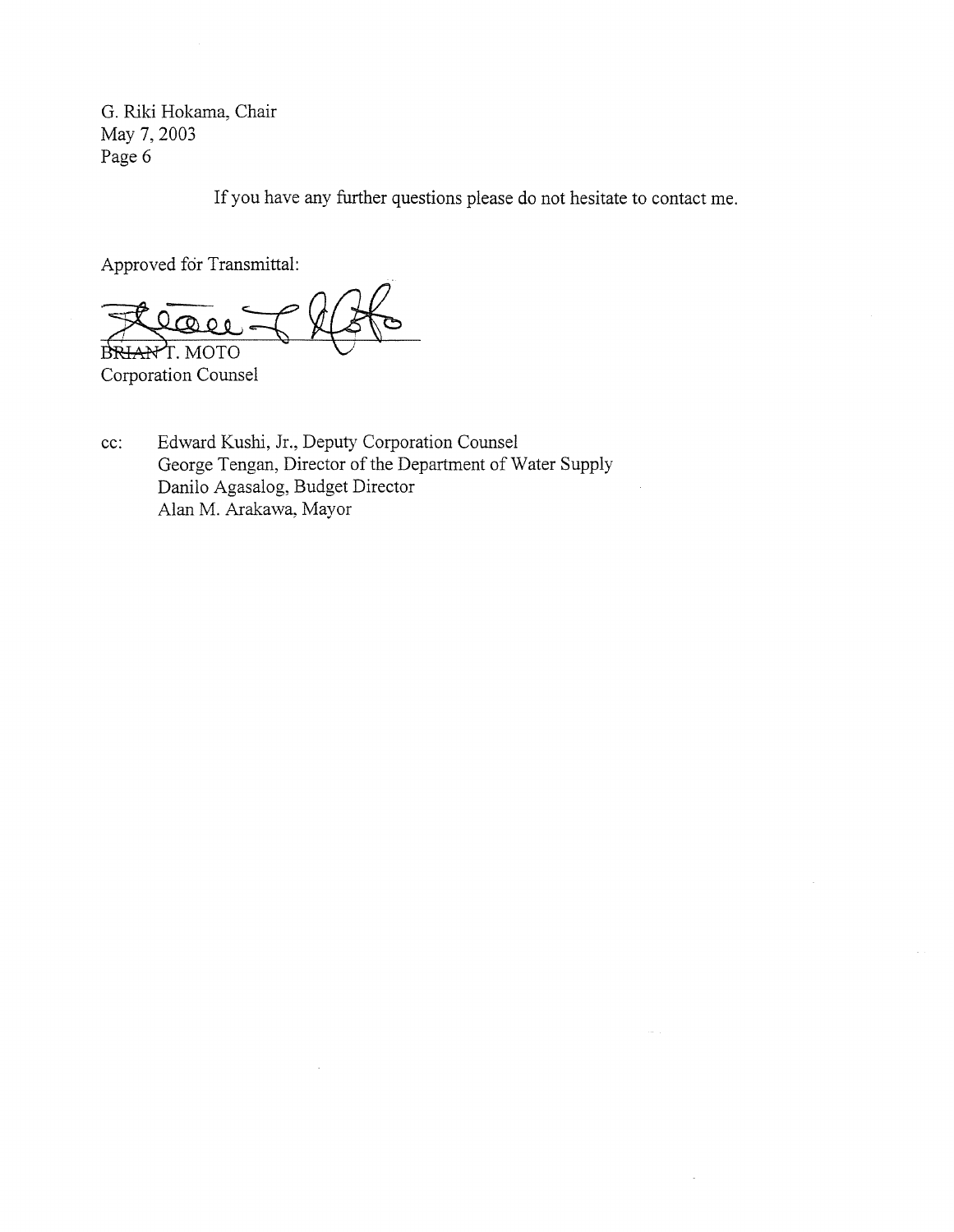If you have any further questions please do not hesitate to contact me.

Approved for Transmittal:

BRIAN T. MOTO
Corporation Counsel

cc: Edward Kushi, Jr., Deputy Corporation Counsel
George Tengan, Director of the Department of Water Supply
Danilo Agasalog, Budget Director
Alan M. Arakawa, Mayor